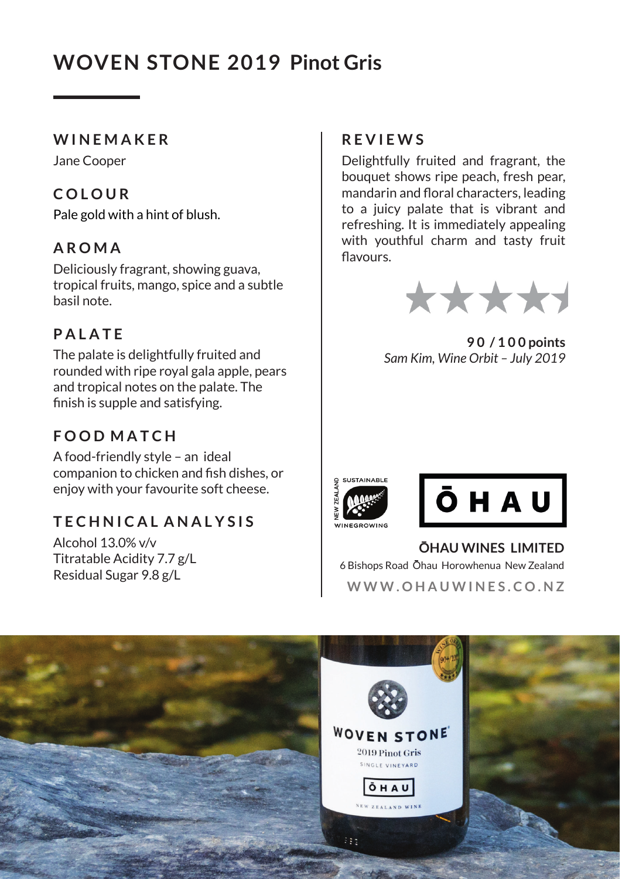# WOVEN STONE 2019 Pinot Gris

## WINEMAKER

Jane Cooper

## COLOUR

Pale gold with a hint of blush.

## AROMA

Deliciously fragrant, showing guava, tropical fruits, mango, spice and a subtle basil note.

## PALATE

The palate is delightfully fruited and rounded with ripe royal gala apple, pears and tropical notes on the palate. The finish is supple and satisfying.

## FOOD MATCH

A food-friendly style – an ideal companion to chicken and fish dishes, or enjoy with your favourite soft cheese.

## TECHNICAL ANALYSIS

Alcohol 13.0% v/v
Titratable Acidity 7.7 g/L
Residual Sugar 9.8 g/L

## REVIEWS

Delightfully fruited and fragrant, the bouquet shows ripe peach, fresh pear, mandarin and floral characters, leading to a juicy palate that is vibrant and refreshing. It is immediately appealing with youthful charm and tasty fruit flavours.

**90 / 100 points**
*Sam Kim, Wine Orbit – July 2019*

SUSTAINABLE WINEGROWING NEW ZEALAND

ŌHAU

**ŌHAU WINES LIMITED**
6 Bishops Road Ōhau Horowhenua New Zealand
WWW.OHAUWINES.CO.NZ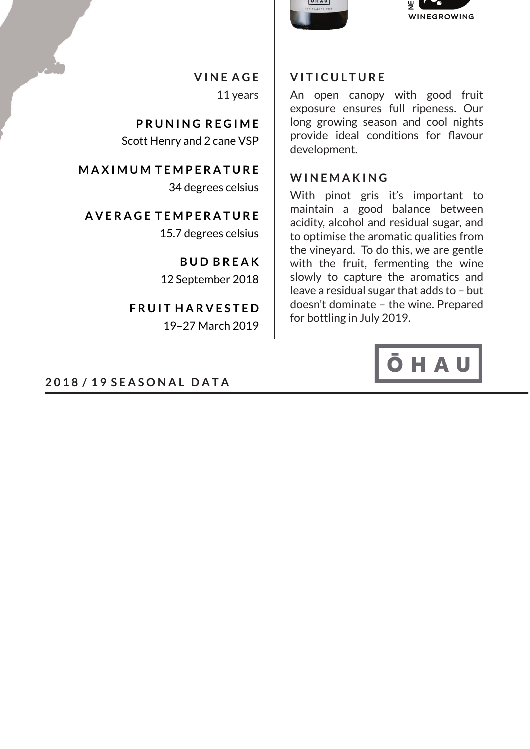### VINE AGE

11 years

### PRUNING REGIME

Scott Henry and 2 cane VSP

### MAXIMUM TEMPERATURE

34 degrees celsius

### AVERAGE TEMPERATURE

15.7 degrees celsius

### BUD BREAK

12 September 2018

### FRUIT HARVESTED

19–27 March 2019

### VITICULTURE

An open canopy with good fruit exposure ensures full ripeness. Our long growing season and cool nights provide ideal conditions for flavour development.

### WINEMAKING

With pinot gris it's important to maintain a good balance between acidity, alcohol and residual sugar, and to optimise the aromatic qualities from the vineyard. To do this, we are gentle with the fruit, fermenting the wine slowly to capture the aromatics and leave a residual sugar that adds to – but doesn't dominate – the wine. Prepared for bottling in July 2019.

ŌHAU

## 2018 / 19 SEASONAL DATA